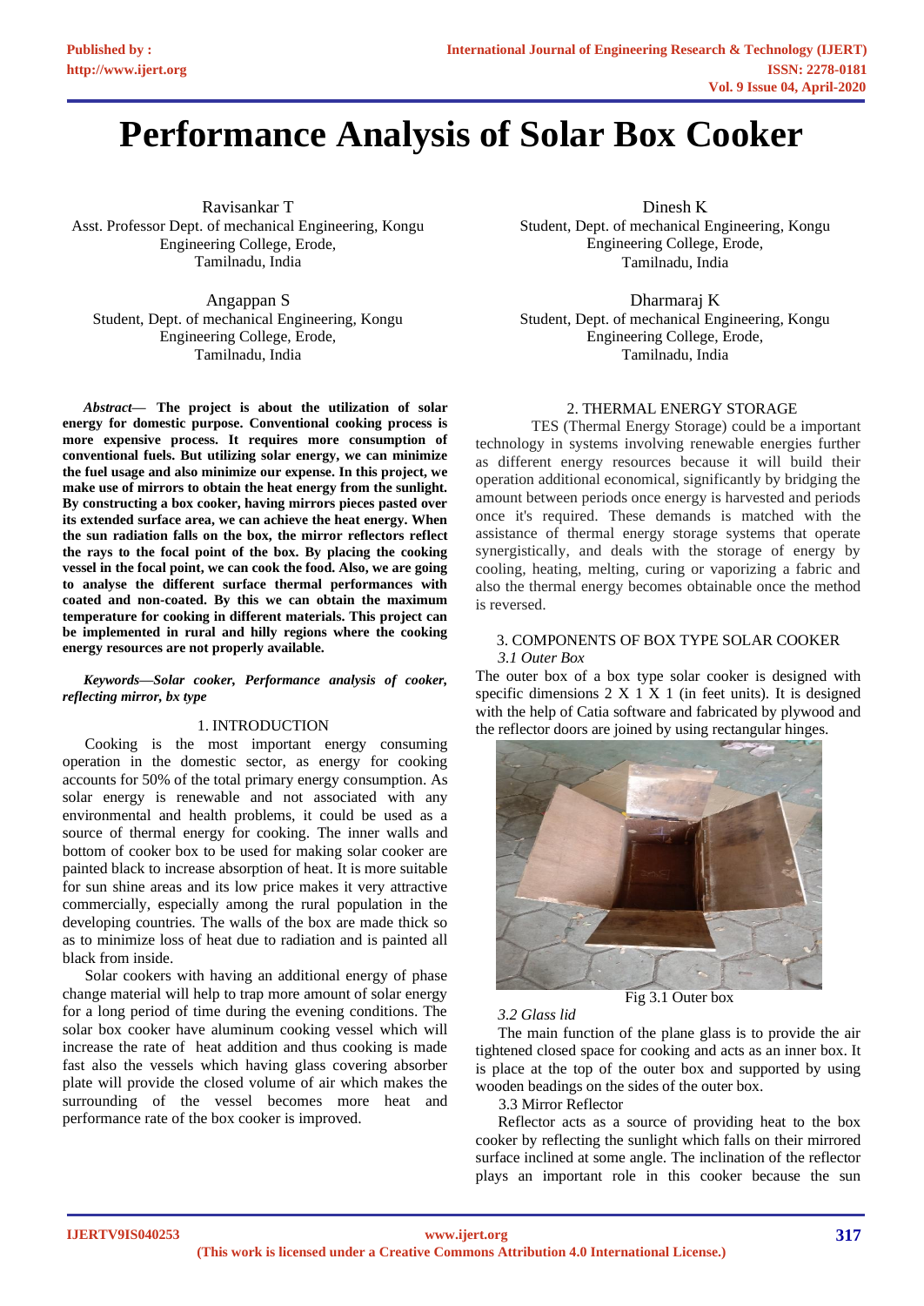# Performance Analysis of Solar Box Cooker

Ravisankar T
Asst. Professor Dept. of mechanical Engineering, Kongu Engineering College, Erode, Tamilnadu, India

Angappan S
Student, Dept. of mechanical Engineering, Kongu Engineering College, Erode, Tamilnadu, India

Dinesh K
Student, Dept. of mechanical Engineering, Kongu Engineering College, Erode, Tamilnadu, India

Dharmaraj K
Student, Dept. of mechanical Engineering, Kongu Engineering College, Erode, Tamilnadu, India

***Abstract*— The project is about the utilization of solar energy for domestic purpose. Conventional cooking process is more expensive process. It requires more consumption of conventional fuels. But utilizing solar energy, we can minimize the fuel usage and also minimize our expense. In this project, we make use of mirrors to obtain the heat energy from the sunlight. By constructing a box cooker, having mirrors pieces pasted over its extended surface area, we can achieve the heat energy. When the sun radiation falls on the box, the mirror reflectors reflect the rays to the focal point of the box. By placing the cooking vessel in the focal point, we can cook the food. Also, we are going to analyse the different surface thermal performances with coated and non-coated. By this we can obtain the maximum temperature for cooking in different materials. This project can be implemented in rural and hilly regions where the cooking energy resources are not properly available.**

***Keywords—Solar cooker, Performance analysis of cooker, reflecting mirror, bx type***

## 1. INTRODUCTION

Cooking is the most important energy consuming operation in the domestic sector, as energy for cooking accounts for 50% of the total primary energy consumption. As solar energy is renewable and not associated with any environmental and health problems, it could be used as a source of thermal energy for cooking. The inner walls and bottom of cooker box to be used for making solar cooker are painted black to increase absorption of heat. It is more suitable for sun shine areas and its low price makes it very attractive commercially, especially among the rural population in the developing countries. The walls of the box are made thick so as to minimize loss of heat due to radiation and is painted all black from inside.

Solar cookers with having an additional energy of phase change material will help to trap more amount of solar energy for a long period of time during the evening conditions. The solar box cooker have aluminum cooking vessel which will increase the rate of heat addition and thus cooking is made fast also the vessels which having glass covering absorber plate will provide the closed volume of air which makes the surrounding of the vessel becomes more heat and performance rate of the box cooker is improved.

## 2. THERMAL ENERGY STORAGE

TES (Thermal Energy Storage) could be a important technology in systems involving renewable energies further as different energy resources because it will build their operation additional economical, significantly by bridging the amount between periods once energy is harvested and periods once it's required. These demands is matched with the assistance of thermal energy storage systems that operate synergistically, and deals with the storage of energy by cooling, heating, melting, curing or vaporizing a fabric and also the thermal energy becomes obtainable once the method is reversed.

## 3. COMPONENTS OF BOX TYPE SOLAR COOKER

### *3.1 Outer Box*

The outer box of a box type solar cooker is designed with specific dimensions 2 X 1 X 1 (in feet units). It is designed with the help of Catia software and fabricated by plywood and the reflector doors are joined by using rectangular hinges.

Fig 3.1 Outer box

### *3.2 Glass lid*

The main function of the plane glass is to provide the air tightened closed space for cooking and acts as an inner box. It is place at the top of the outer box and supported by using wooden beadings on the sides of the outer box.

### 3.3 Mirror Reflector

Reflector acts as a source of providing heat to the box cooker by reflecting the sunlight which falls on their mirrored surface inclined at some angle. The inclination of the reflector plays an important role in this cooker because the sun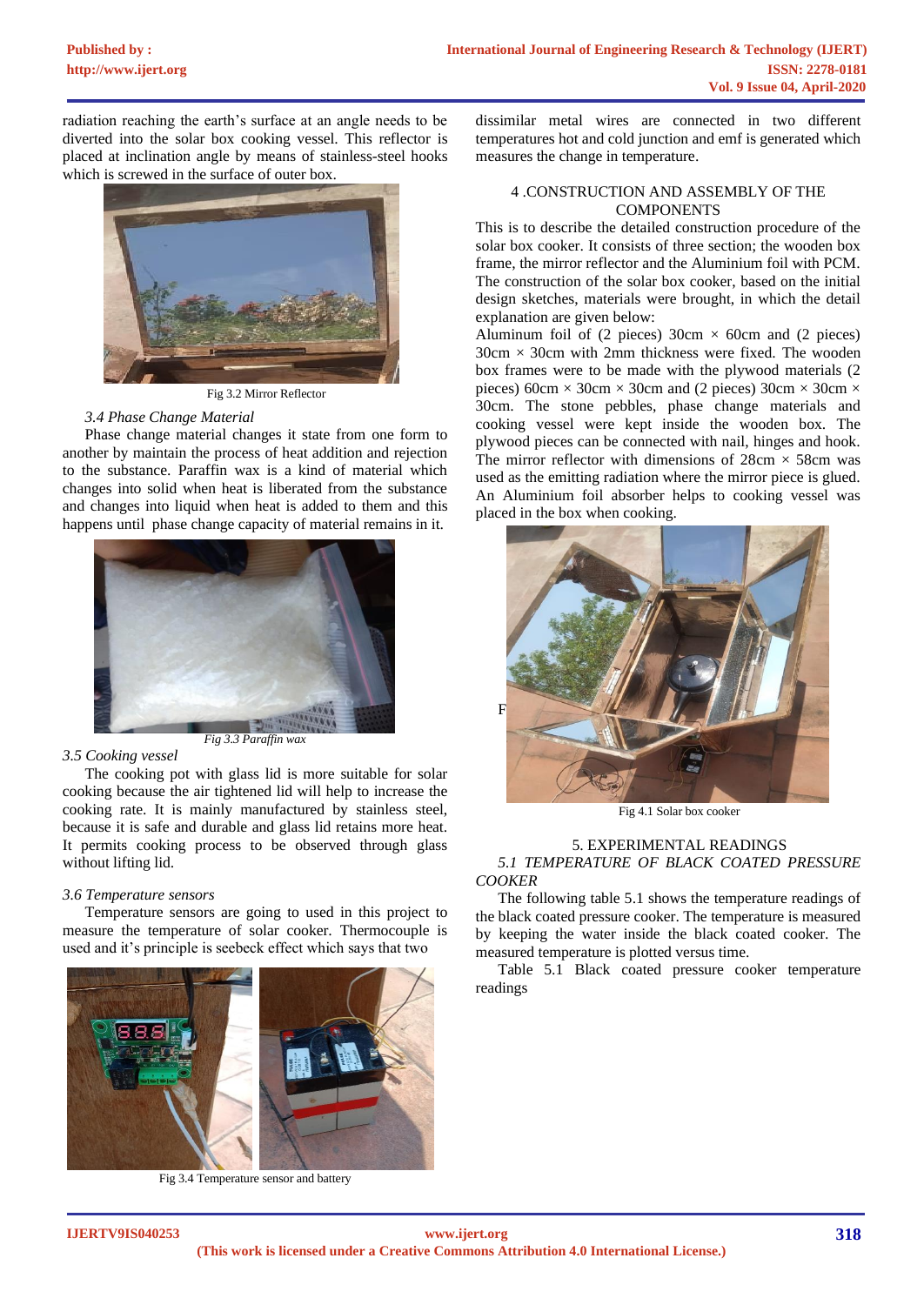radiation reaching the earth's surface at an angle needs to be diverted into the solar box cooking vessel. This reflector is placed at inclination angle by means of stainless-steel hooks which is screwed in the surface of outer box.

Fig 3.2 Mirror Reflector

### *3.4 Phase Change Material*

Phase change material changes it state from one form to another by maintain the process of heat addition and rejection to the substance. Paraffin wax is a kind of material which changes into solid when heat is liberated from the substance and changes into liquid when heat is added to them and this happens until phase change capacity of material remains in it.

*Fig 3.3 Paraffin wax*

### *3.5 Cooking vessel*

The cooking pot with glass lid is more suitable for solar cooking because the air tightened lid will help to increase the cooking rate. It is mainly manufactured by stainless steel, because it is safe and durable and glass lid retains more heat. It permits cooking process to be observed through glass without lifting lid.

### *3.6 Temperature sensors*

Temperature sensors are going to used in this project to measure the temperature of solar cooker. Thermocouple is used and it's principle is seebeck effect which says that two dissimilar metal wires are connected in two different temperatures hot and cold junction and emf is generated which measures the change in temperature.

Fig 3.4 Temperature sensor and battery

## 4 .CONSTRUCTION AND ASSEMBLY OF THE COMPONENTS

This is to describe the detailed construction procedure of the solar box cooker. It consists of three section; the wooden box frame, the mirror reflector and the Aluminium foil with PCM. The construction of the solar box cooker, based on the initial design sketches, materials were brought, in which the detail explanation are given below:

Aluminum foil of (2 pieces) 30cm × 60cm and (2 pieces) 30cm × 30cm with 2mm thickness were fixed. The wooden box frames were to be made with the plywood materials (2 pieces) 60cm × 30cm × 30cm and (2 pieces) 30cm × 30cm × 30cm. The stone pebbles, phase change materials and cooking vessel were kept inside the wooden box. The plywood pieces can be connected with nail, hinges and hook. The mirror reflector with dimensions of 28cm × 58cm was used as the emitting radiation where the mirror piece is glued. An Aluminium foil absorber helps to cooking vessel was placed in the box when cooking.

Fig 4.1 Solar box cooker

## 5. EXPERIMENTAL READINGS

### *5.1 TEMPERATURE OF BLACK COATED PRESSURE COOKER*

The following table 5.1 shows the temperature readings of the black coated pressure cooker. The temperature is measured by keeping the water inside the black coated cooker. The measured temperature is plotted versus time.

Table 5.1 Black coated pressure cooker temperature readings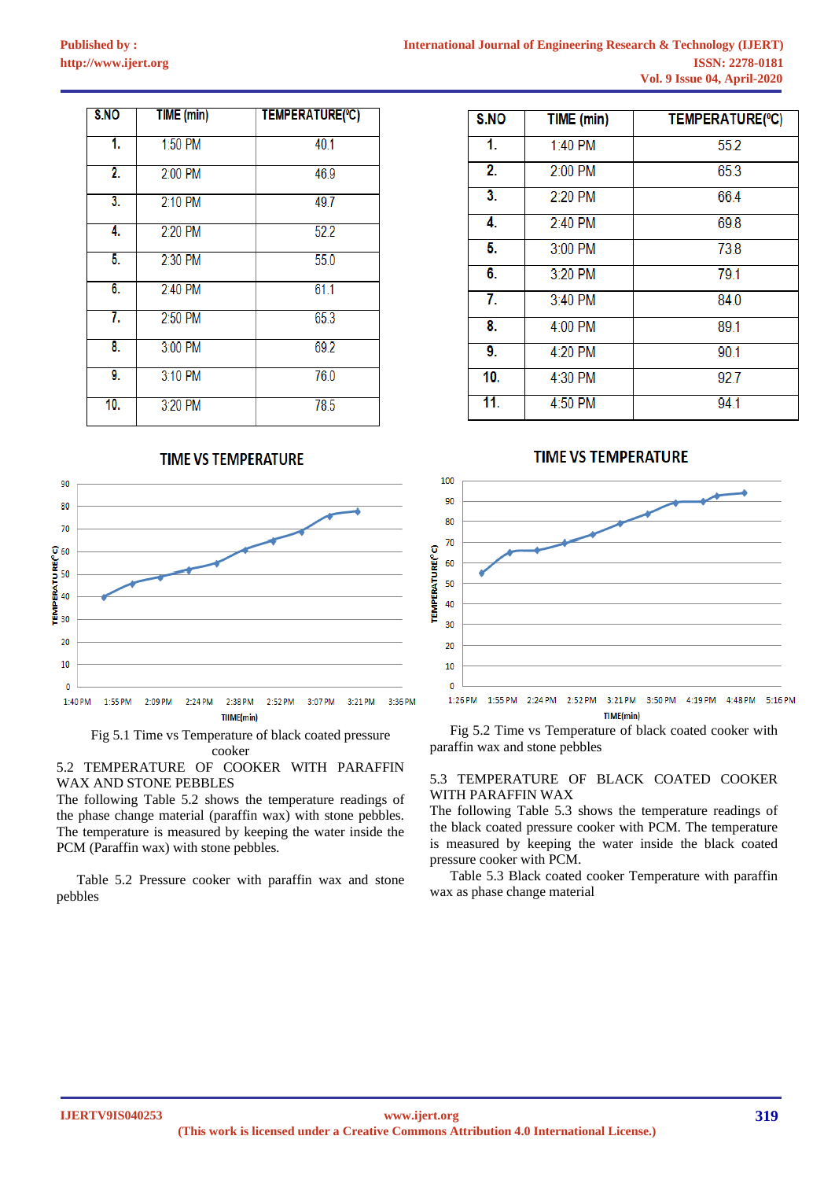| S.NO | TIME (min) | TEMPERATURE(ºC) |
|---|---|---|
| 1. | 1:50 PM | 40.1 |
| 2. | 2:00 PM | 46.9 |
| 3. | 2:10 PM | 49.7 |
| 4. | 2:20 PM | 52.2 |
| 5. | 2:30 PM | 55.0 |
| 6. | 2:40 PM | 61.1 |
| 7. | 2:50 PM | 65.3 |
| 8. | 3:00 PM | 69.2 |
| 9. | 3:10 PM | 76.0 |
| 10. | 3:20 PM | 78.5 |

TIME VS TEMPERATURE

Fig 5.1 Time vs Temperature of black coated pressure cooker

### 5.2 TEMPERATURE OF COOKER WITH PARAFFIN WAX AND STONE PEBBLES

The following Table 5.2 shows the temperature readings of the phase change material (paraffin wax) with stone pebbles. The temperature is measured by keeping the water inside the PCM (Paraffin wax) with stone pebbles.

Table 5.2 Pressure cooker with paraffin wax and stone pebbles

| S.NO | TIME (min) | TEMPERATURE(ºC) |
|---|---|---|
| 1. | 1:40 PM | 55.2 |
| 2. | 2:00 PM | 65.3 |
| 3. | 2:20 PM | 66.4 |
| 4. | 2:40 PM | 69.8 |
| 5. | 3:00 PM | 73.8 |
| 6. | 3:20 PM | 79.1 |
| 7. | 3:40 PM | 84.0 |
| 8. | 4:00 PM | 89.1 |
| 9. | 4:20 PM | 90.1 |
| 10. | 4:30 PM | 92.7 |
| 11. | 4:50 PM | 94.1 |

TIME VS TEMPERATURE

Fig 5.2 Time vs Temperature of black coated cooker with paraffin wax and stone pebbles

### 5.3 TEMPERATURE OF BLACK COATED COOKER WITH PARAFFIN WAX

The following Table 5.3 shows the temperature readings of the black coated pressure cooker with PCM. The temperature is measured by keeping the water inside the black coated pressure cooker with PCM.

Table 5.3 Black coated cooker Temperature with paraffin wax as phase change material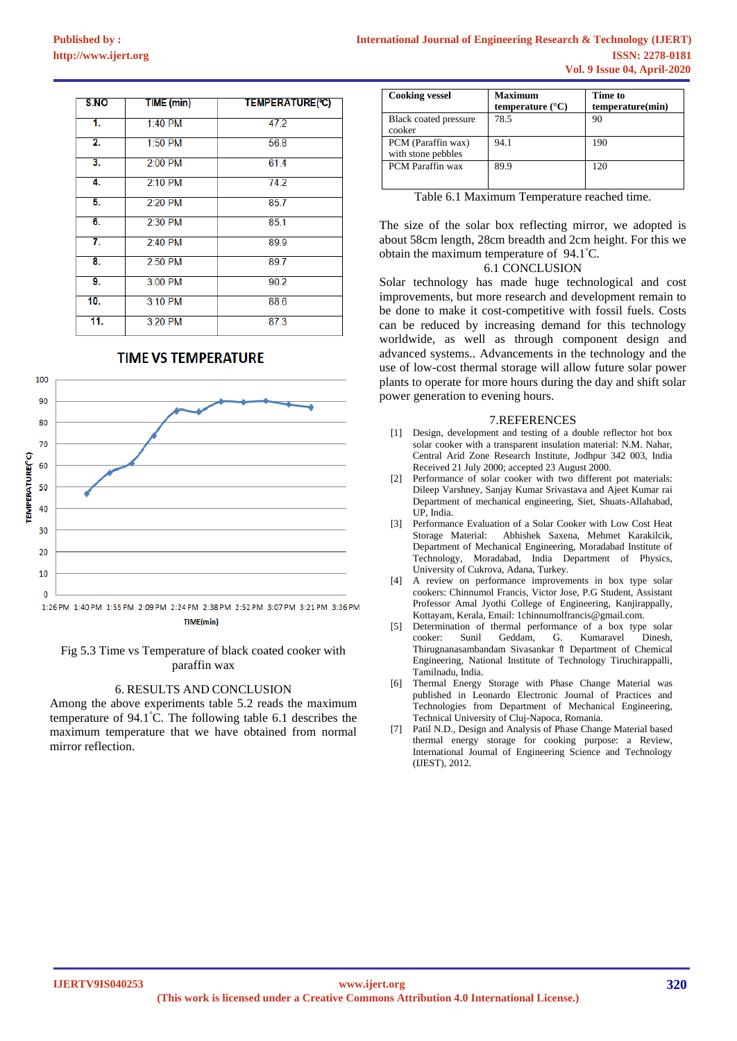| S.NO | TIME (min) | TEMPERATURE(°C) |
|---|---|---|
| 1. | 1:40 PM | 47.2 |
| 2. | 1:50 PM | 56.8 |
| 3. | 2:00 PM | 61.4 |
| 4. | 2:10 PM | 74.2 |
| 5. | 2:20 PM | 85.7 |
| 6. | 2:30 PM | 85.1 |
| 7. | 2:40 PM | 89.9 |
| 8. | 2:50 PM | 89.7 |
| 9. | 3:00 PM | 90.2 |
| 10. | 3:10 PM | 88.6 |
| 11. | 3:20 PM | 87.3 |

TIME VS TEMPERATURE

TEMPERATURE(°C)

100
90
80
70
60
50
40
30
20
10
0

1:26 PM 1:40 PM 1:55 PM 2:09 PM 2:24 PM 2:38 PM 2:52 PM 3:07 PM 3:21 PM 3:36 PM

TIME(min)

Fig 5.3 Time vs Temperature of black coated cooker with paraffin wax

## 6. RESULTS AND CONCLUSION

Among the above experiments table 5.2 reads the maximum temperature of 94.1˚C. The following table 6.1 describes the maximum temperature that we have obtained from normal mirror reflection.

| Cooking vessel | Maximum temperature (°C) | Time to temperature(min) |
|---|---|---|
| Black coated pressure cooker | 78.5 | 90 |
| PCM (Paraffin wax) with stone pebbles | 94.1 | 190 |
| PCM Paraffin wax | 89.9 | 120 |

Table 6.1 Maximum Temperature reached time.

The size of the solar box reflecting mirror, we adopted is about 58cm length, 28cm breadth and 2cm height. For this we obtain the maximum temperature of 94.1˚C.

## 6.1 CONCLUSION

Solar technology has made huge technological and cost improvements, but more research and development remain to be done to make it cost-competitive with fossil fuels. Costs can be reduced by increasing demand for this technology worldwide, as well as through component design and advanced systems.. Advancements in the technology and the use of low-cost thermal storage will allow future solar power plants to operate for more hours during the day and shift solar power generation to evening hours.

## 7.REFERENCES

[1] Design, development and testing of a double reflector hot box solar cooker with a transparent insulation material: N.M. Nahar, Central Arid Zone Research Institute, Jodhpur 342 003, India Received 21 July 2000; accepted 23 August 2000.

[2] Performance of solar cooker with two different pot materials: Dileep Varshney, Sanjay Kumar Srivastava and Ajeet Kumar rai Department of mechanical engineering, Siet, Shuats-Allahabad, UP, India.

[3] Performance Evaluation of a Solar Cooker with Low Cost Heat Storage Material: Abhishek Saxena, Mehmet Karakilcik, Department of Mechanical Engineering, Moradabad Institute of Technology, Moradabad, India Department of Physics, University of Cukrova, Adana, Turkey.

[4] A review on performance improvements in box type solar cookers: Chinnumol Francis, Victor Jose, P.G Student, Assistant Professor Amal Jyothi College of Engineering, Kanjirappally, Kottayam, Kerala, Email: 1chinnumolfrancis@gmail.com.

[5] Determination of thermal performance of a box type solar cooker: Sunil Geddam, G. Kumaravel Dinesh, Thirugnanasambandam Sivasankar ⇑ Department of Chemical Engineering, National Institute of Technology Tiruchirappalli, Tamilnadu, India.

[6] Thermal Energy Storage with Phase Change Material was published in Leonardo Electronic Journal of Practices and Technologies from Department of Mechanical Engineering, Technical University of Cluj-Napoca, Romania.

[7] Patil N.D., Design and Analysis of Phase Change Material based thermal energy storage for cooking purpose: a Review, International Journal of Engineering Science and Technology (IJEST), 2012.